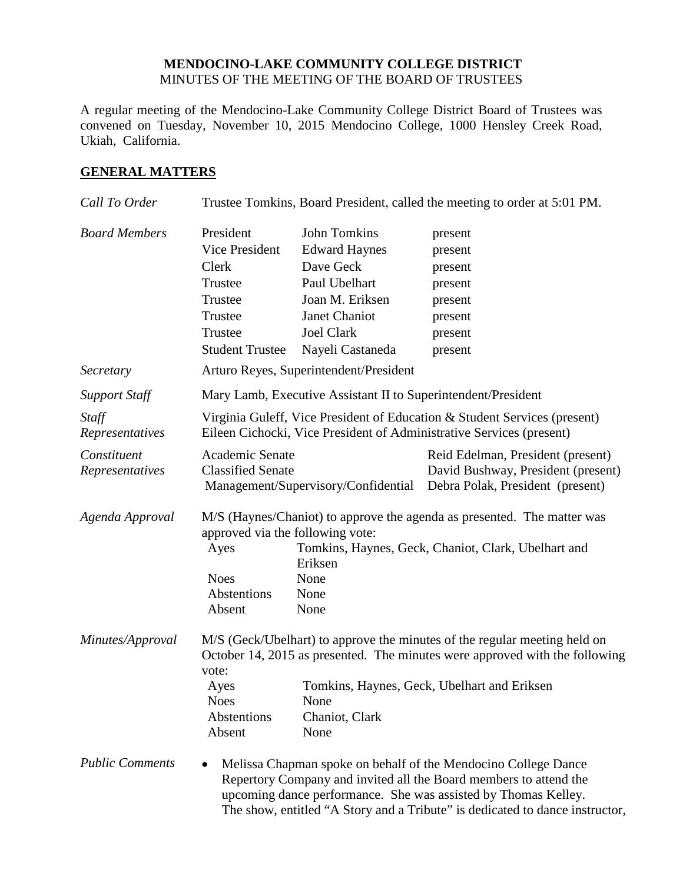**MENDOCINO-LAKE COMMUNITY COLLEGE DISTRICT**
MINUTES OF THE MEETING OF THE BOARD OF TRUSTEES

A regular meeting of the Mendocino-Lake Community College District Board of Trustees was convened on Tuesday, November 10, 2015 Mendocino College, 1000 Hensley Creek Road, Ukiah, California.

## GENERAL MATTERS

*Call To Order*

Trustee Tomkins, Board President, called the meeting to order at 5:01 PM.

*Board Members*

| | | |
|---|---|---|
| President | John Tomkins | present |
| Vice President | Edward Haynes | present |
| Clerk | Dave Geck | present |
| Trustee | Paul Ubelhart | present |
| Trustee | Joan M. Eriksen | present |
| Trustee | Janet Chaniot | present |
| Trustee | Joel Clark | present |
| Student Trustee | Nayeli Castaneda | present |

*Secretary*

Arturo Reyes, Superintendent/President

*Support Staff*

Mary Lamb, Executive Assistant II to Superintendent/President

*Staff Representatives*

Virginia Guleff, Vice President of Education & Student Services (present)
Eileen Cichocki, Vice President of Administrative Services (present)

*Constituent Representatives*

| | |
|---|---|
| Academic Senate | Reid Edelman, President (present) |
| Classified Senate | David Bushway, President (present) |
| Management/Supervisory/Confidential | Debra Polak, President (present) |

*Agenda Approval*

M/S (Haynes/Chaniot) to approve the agenda as presented. The matter was approved via the following vote:

| | |
|---|---|
| Ayes | Tomkins, Haynes, Geck, Chaniot, Clark, Ubelhart and Eriksen |
| Noes | None |
| Abstentions | None |
| Absent | None |

*Minutes/Approval*

M/S (Geck/Ubelhart) to approve the minutes of the regular meeting held on October 14, 2015 as presented. The minutes were approved with the following vote:

| | |
|---|---|
| Ayes | Tomkins, Haynes, Geck, Ubelhart and Eriksen |
| Noes | None |
| Abstentions | Chaniot, Clark |
| Absent | None |

*Public Comments*

- Melissa Chapman spoke on behalf of the Mendocino College Dance Repertory Company and invited all the Board members to attend the upcoming dance performance. She was assisted by Thomas Kelley. The show, entitled "A Story and a Tribute" is dedicated to dance instructor,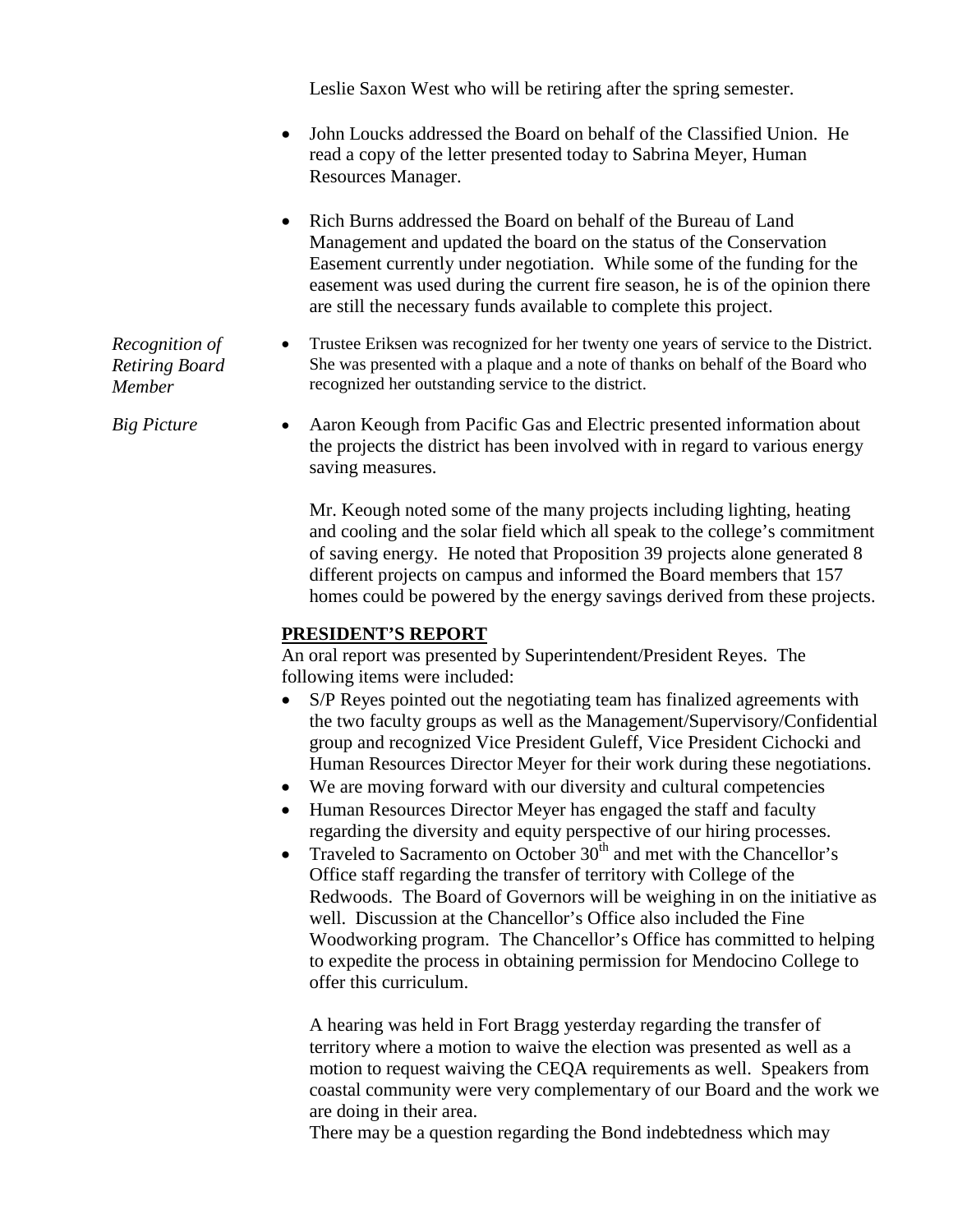Leslie Saxon West who will be retiring after the spring semester.

- John Loucks addressed the Board on behalf of the Classified Union. He read a copy of the letter presented today to Sabrina Meyer, Human Resources Manager.

- Rich Burns addressed the Board on behalf of the Bureau of Land Management and updated the board on the status of the Conservation Easement currently under negotiation. While some of the funding for the easement was used during the current fire season, he is of the opinion there are still the necessary funds available to complete this project.

*Recognition of Retiring Board Member*

- Trustee Eriksen was recognized for her twenty one years of service to the District. She was presented with a plaque and a note of thanks on behalf of the Board who recognized her outstanding service to the district.

*Big Picture*

- Aaron Keough from Pacific Gas and Electric presented information about the projects the district has been involved with in regard to various energy saving measures.

  Mr. Keough noted some of the many projects including lighting, heating and cooling and the solar field which all speak to the college's commitment of saving energy. He noted that Proposition 39 projects alone generated 8 different projects on campus and informed the Board members that 157 homes could be powered by the energy savings derived from these projects.

**PRESIDENT'S REPORT**

An oral report was presented by Superintendent/President Reyes. The following items were included:

- S/P Reyes pointed out the negotiating team has finalized agreements with the two faculty groups as well as the Management/Supervisory/Confidential group and recognized Vice President Guleff, Vice President Cichocki and Human Resources Director Meyer for their work during these negotiations.
- We are moving forward with our diversity and cultural competencies
- Human Resources Director Meyer has engaged the staff and faculty regarding the diversity and equity perspective of our hiring processes.
- Traveled to Sacramento on October 30th and met with the Chancellor's Office staff regarding the transfer of territory with College of the Redwoods. The Board of Governors will be weighing in on the initiative as well. Discussion at the Chancellor's Office also included the Fine Woodworking program. The Chancellor's Office has committed to helping to expedite the process in obtaining permission for Mendocino College to offer this curriculum.

  A hearing was held in Fort Bragg yesterday regarding the transfer of territory where a motion to waive the election was presented as well as a motion to request waiving the CEQA requirements as well. Speakers from coastal community were very complementary of our Board and the work we are doing in their area.

  There may be a question regarding the Bond indebtedness which may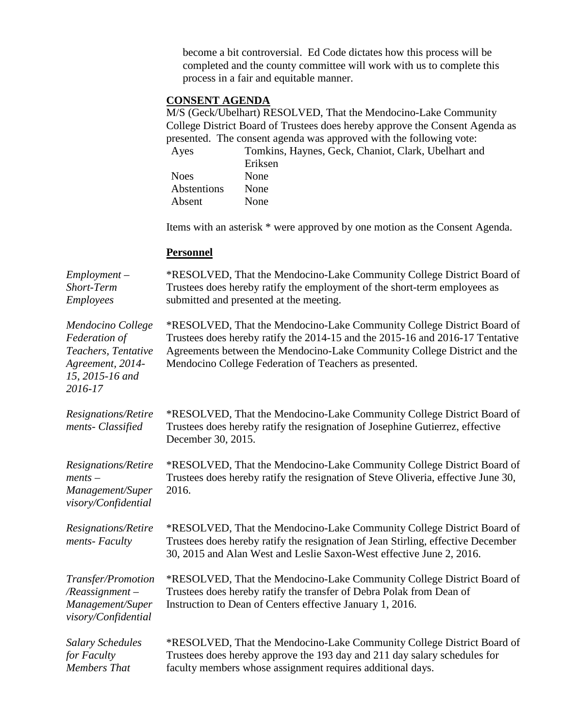become a bit controversial. Ed Code dictates how this process will be completed and the county committee will work with us to complete this process in a fair and equitable manner.

**CONSENT AGENDA**

M/S (Geck/Ubelhart) RESOLVED, That the Mendocino-Lake Community College District Board of Trustees does hereby approve the Consent Agenda as presented. The consent agenda was approved with the following vote:

| | |
|---|---|
| Ayes | Tomkins, Haynes, Geck, Chaniot, Clark, Ubelhart and Eriksen |
| Noes | None |
| Abstentions | None |
| Absent | None |

Items with an asterisk * were approved by one motion as the Consent Agenda.

**Personnel**

*Employment – Short-Term Employees*

*RESOLVED, That the Mendocino-Lake Community College District Board of Trustees does hereby ratify the employment of the short-term employees as submitted and presented at the meeting.

*Mendocino College Federation of Teachers, Tentative Agreement, 2014-15, 2015-16 and 2016-17*

*RESOLVED, That the Mendocino-Lake Community College District Board of Trustees does hereby ratify the 2014-15 and the 2015-16 and 2016-17 Tentative Agreements between the Mendocino-Lake Community College District and the Mendocino College Federation of Teachers as presented.

*Resignations/Retirements- Classified*

*RESOLVED, That the Mendocino-Lake Community College District Board of Trustees does hereby ratify the resignation of Josephine Gutierrez, effective December 30, 2015.

*Resignations/Retirements – Management/Supervisory/Confidential*

*RESOLVED, That the Mendocino-Lake Community College District Board of Trustees does hereby ratify the resignation of Steve Oliveria, effective June 30, 2016.

*Resignations/Retirements- Faculty*

*RESOLVED, That the Mendocino-Lake Community College District Board of Trustees does hereby ratify the resignation of Jean Stirling, effective December 30, 2015 and Alan West and Leslie Saxon-West effective June 2, 2016.

*Transfer/Promotion/Reassignment – Management/Supervisory/Confidential*

*RESOLVED, That the Mendocino-Lake Community College District Board of Trustees does hereby ratify the transfer of Debra Polak from Dean of Instruction to Dean of Centers effective January 1, 2016.

*Salary Schedules for Faculty Members That*

*RESOLVED, That the Mendocino-Lake Community College District Board of Trustees does hereby approve the 193 day and 211 day salary schedules for faculty members whose assignment requires additional days.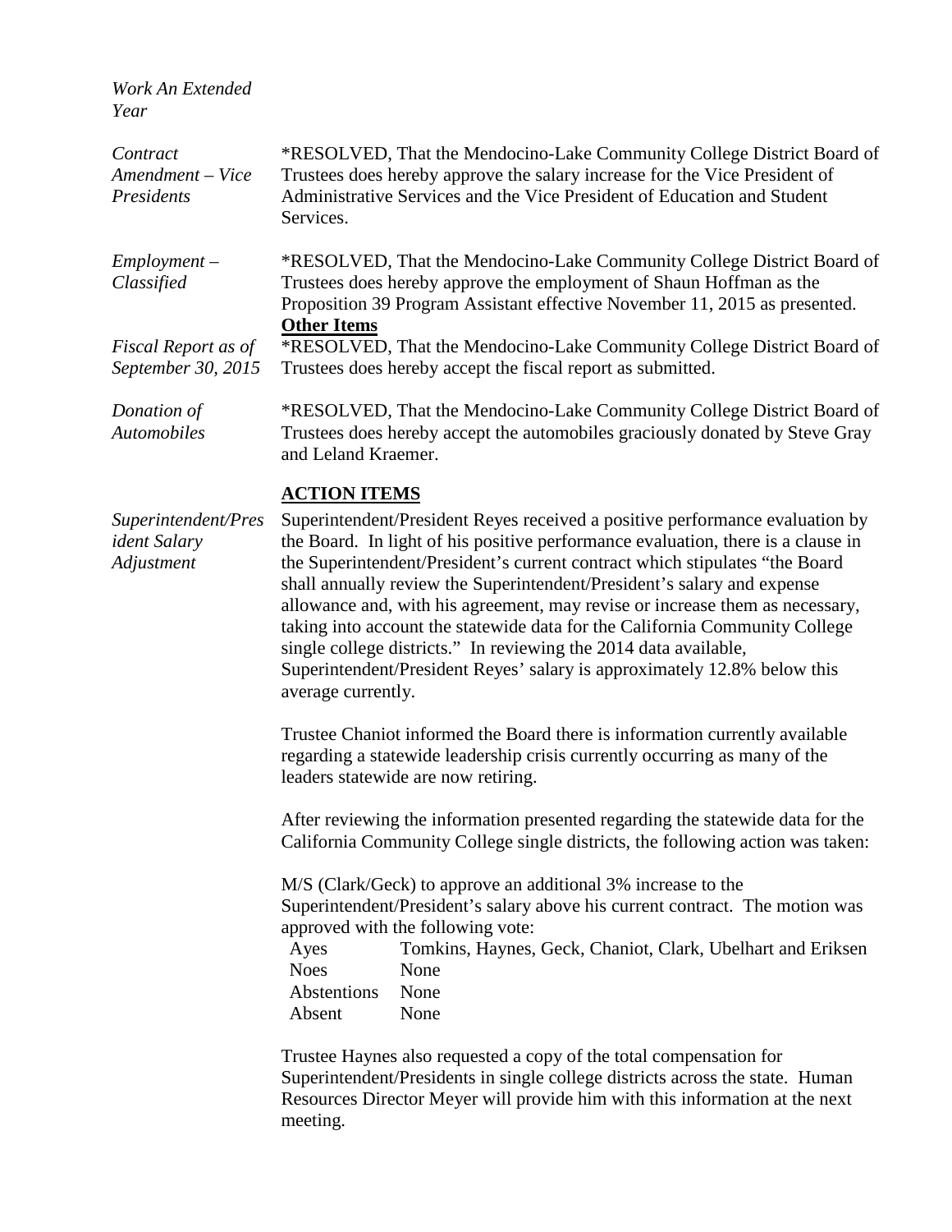*Work An Extended Year*

*Contract Amendment – Vice Presidents*

*RESOLVED, That the Mendocino-Lake Community College District Board of Trustees does hereby approve the salary increase for the Vice President of Administrative Services and the Vice President of Education and Student Services.

*Employment – Classified*

*RESOLVED, That the Mendocino-Lake Community College District Board of Trustees does hereby approve the employment of Shaun Hoffman as the Proposition 39 Program Assistant effective November 11, 2015 as presented.

**Other Items**

*Fiscal Report as of September 30, 2015*

*RESOLVED, That the Mendocino-Lake Community College District Board of Trustees does hereby accept the fiscal report as submitted.

*Donation of Automobiles*

*RESOLVED, That the Mendocino-Lake Community College District Board of Trustees does hereby accept the automobiles graciously donated by Steve Gray and Leland Kraemer.

**ACTION ITEMS**

*Superintendent/President Salary Adjustment*

Superintendent/President Reyes received a positive performance evaluation by the Board. In light of his positive performance evaluation, there is a clause in the Superintendent/President's current contract which stipulates "the Board shall annually review the Superintendent/President's salary and expense allowance and, with his agreement, may revise or increase them as necessary, taking into account the statewide data for the California Community College single college districts." In reviewing the 2014 data available, Superintendent/President Reyes' salary is approximately 12.8% below this average currently.

Trustee Chaniot informed the Board there is information currently available regarding a statewide leadership crisis currently occurring as many of the leaders statewide are now retiring.

After reviewing the information presented regarding the statewide data for the California Community College single districts, the following action was taken:

M/S (Clark/Geck) to approve an additional 3% increase to the Superintendent/President's salary above his current contract. The motion was approved with the following vote:

| | |
|---|---|
| Ayes | Tomkins, Haynes, Geck, Chaniot, Clark, Ubelhart and Eriksen |
| Noes | None |
| Abstentions | None |
| Absent | None |

Trustee Haynes also requested a copy of the total compensation for Superintendent/Presidents in single college districts across the state. Human Resources Director Meyer will provide him with this information at the next meeting.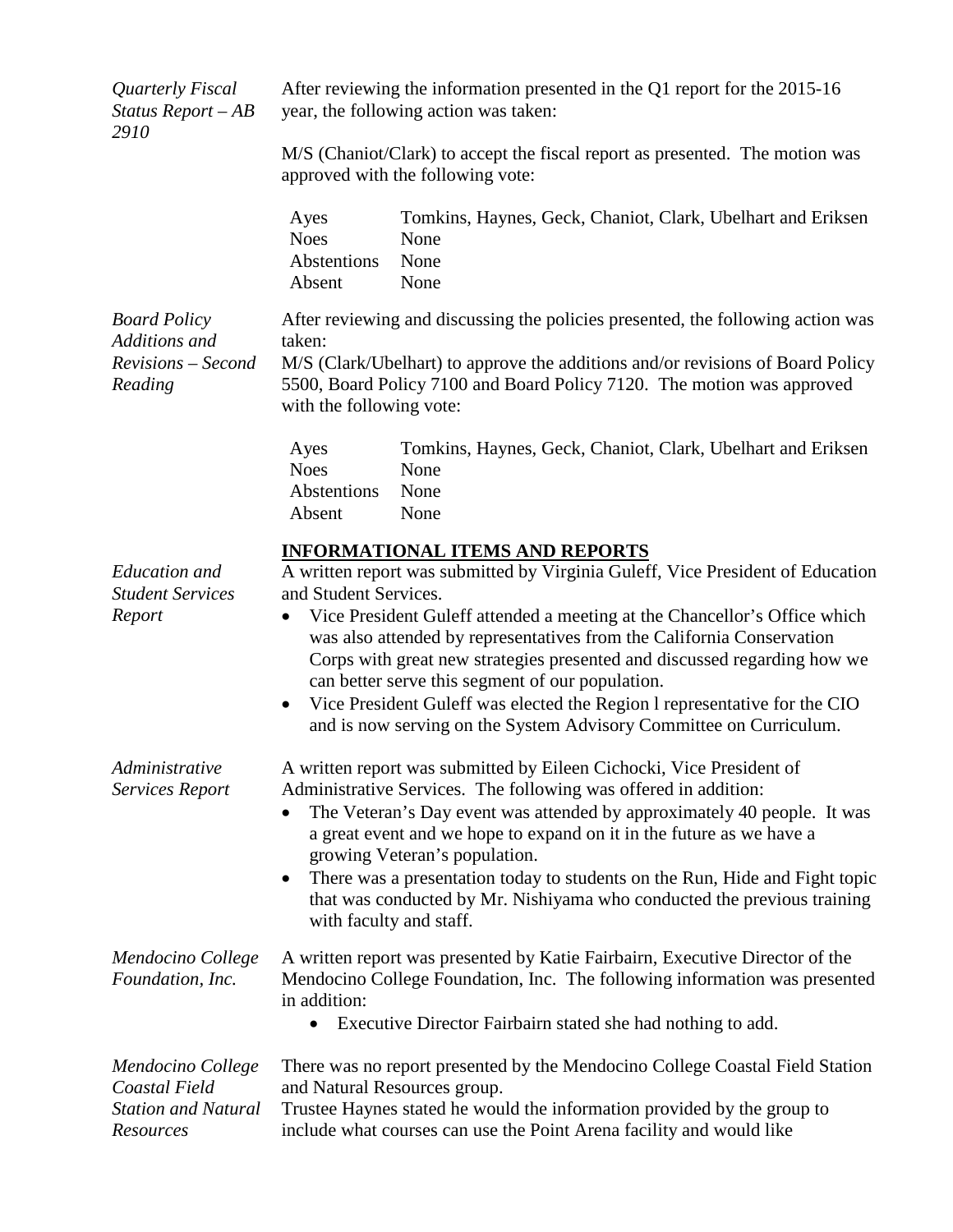*Quarterly Fiscal Status Report – AB 2910*

After reviewing the information presented in the Q1 report for the 2015-16 year, the following action was taken:

M/S (Chaniot/Clark) to accept the fiscal report as presented. The motion was approved with the following vote:

| | |
|---|---|
| Ayes | Tomkins, Haynes, Geck, Chaniot, Clark, Ubelhart and Eriksen |
| Noes | None |
| Abstentions | None |
| Absent | None |

*Board Policy Additions and Revisions – Second Reading*

After reviewing and discussing the policies presented, the following action was taken:

M/S (Clark/Ubelhart) to approve the additions and/or revisions of Board Policy 5500, Board Policy 7100 and Board Policy 7120. The motion was approved with the following vote:

| | |
|---|---|
| Ayes | Tomkins, Haynes, Geck, Chaniot, Clark, Ubelhart and Eriksen |
| Noes | None |
| Abstentions | None |
| Absent | None |

## INFORMATIONAL ITEMS AND REPORTS

*Education and Student Services Report*

A written report was submitted by Virginia Guleff, Vice President of Education and Student Services.

- Vice President Guleff attended a meeting at the Chancellor's Office which was also attended by representatives from the California Conservation Corps with great new strategies presented and discussed regarding how we can better serve this segment of our population.
- Vice President Guleff was elected the Region l representative for the CIO and is now serving on the System Advisory Committee on Curriculum.

*Administrative Services Report*

A written report was submitted by Eileen Cichocki, Vice President of Administrative Services. The following was offered in addition:

- The Veteran's Day event was attended by approximately 40 people. It was a great event and we hope to expand on it in the future as we have a growing Veteran's population.
- There was a presentation today to students on the Run, Hide and Fight topic that was conducted by Mr. Nishiyama who conducted the previous training with faculty and staff.

*Mendocino College Foundation, Inc.*

A written report was presented by Katie Fairbairn, Executive Director of the Mendocino College Foundation, Inc. The following information was presented in addition:

- Executive Director Fairbairn stated she had nothing to add.

*Mendocino College Coastal Field Station and Natural Resources*

There was no report presented by the Mendocino College Coastal Field Station and Natural Resources group.

Trustee Haynes stated he would the information provided by the group to include what courses can use the Point Arena facility and would like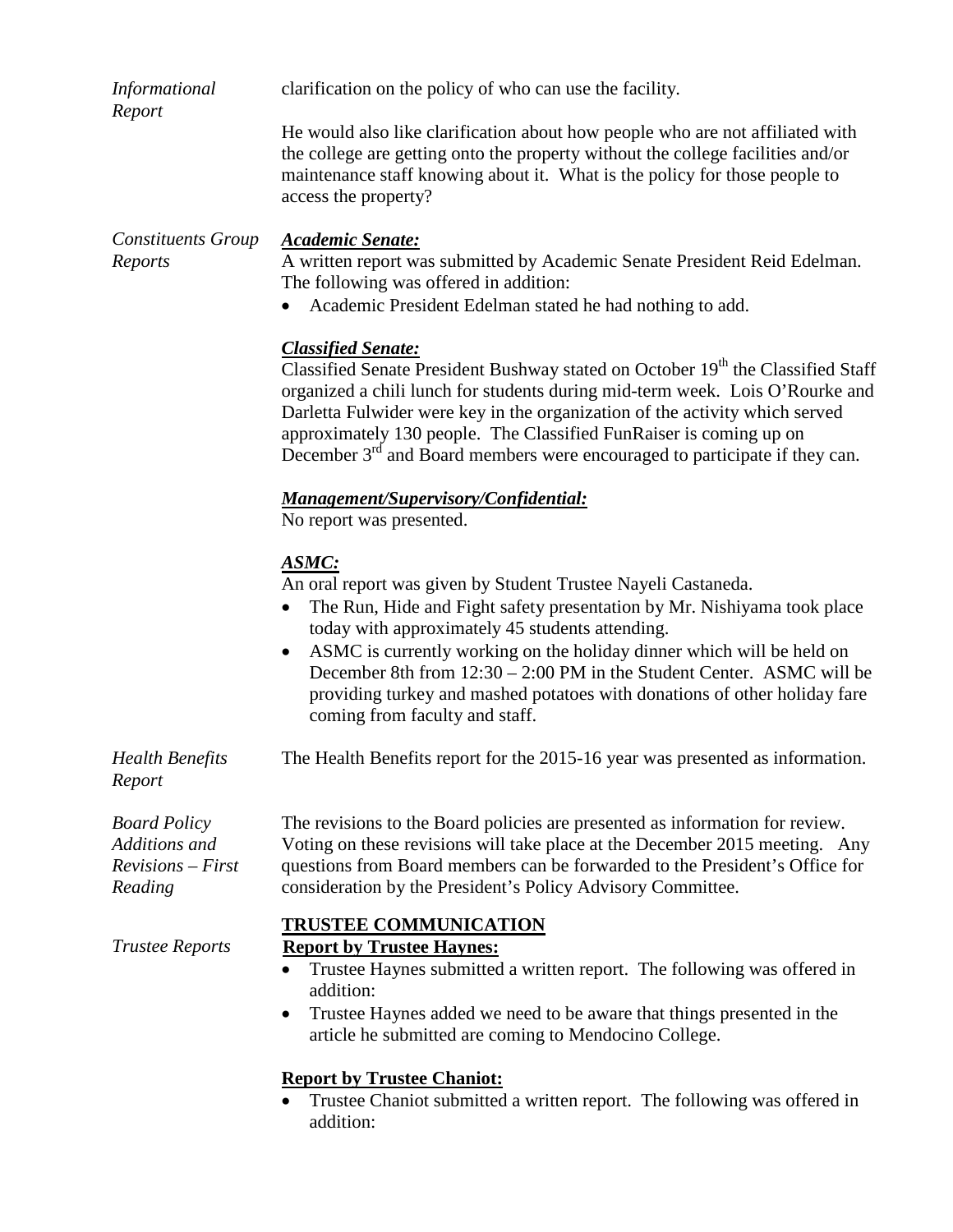*Informational Report*

clarification on the policy of who can use the facility.

He would also like clarification about how people who are not affiliated with the college are getting onto the property without the college facilities and/or maintenance staff knowing about it. What is the policy for those people to access the property?

*Constituents Group Reports*

***Academic Senate:***

A written report was submitted by Academic Senate President Reid Edelman. The following was offered in addition:

- Academic President Edelman stated he had nothing to add.

***Classified Senate:***

Classified Senate President Bushway stated on October 19th the Classified Staff organized a chili lunch for students during mid-term week. Lois O'Rourke and Darletta Fulwider were key in the organization of the activity which served approximately 130 people. The Classified FunRaiser is coming up on December 3rd and Board members were encouraged to participate if they can.

***Management/Supervisory/Confidential:***

No report was presented.

***ASMC:***

An oral report was given by Student Trustee Nayeli Castaneda.

- The Run, Hide and Fight safety presentation by Mr. Nishiyama took place today with approximately 45 students attending.
- ASMC is currently working on the holiday dinner which will be held on December 8th from 12:30 – 2:00 PM in the Student Center. ASMC will be providing turkey and mashed potatoes with donations of other holiday fare coming from faculty and staff.

*Health Benefits Report*

The Health Benefits report for the 2015-16 year was presented as information.

*Board Policy Additions and Revisions – First Reading*

The revisions to the Board policies are presented as information for review. Voting on these revisions will take place at the December 2015 meeting. Any questions from Board members can be forwarded to the President's Office for consideration by the President's Policy Advisory Committee.

**TRUSTEE COMMUNICATION**

*Trustee Reports*

**Report by Trustee Haynes:**

- Trustee Haynes submitted a written report. The following was offered in addition:
- Trustee Haynes added we need to be aware that things presented in the article he submitted are coming to Mendocino College.

**Report by Trustee Chaniot:**

- Trustee Chaniot submitted a written report. The following was offered in addition: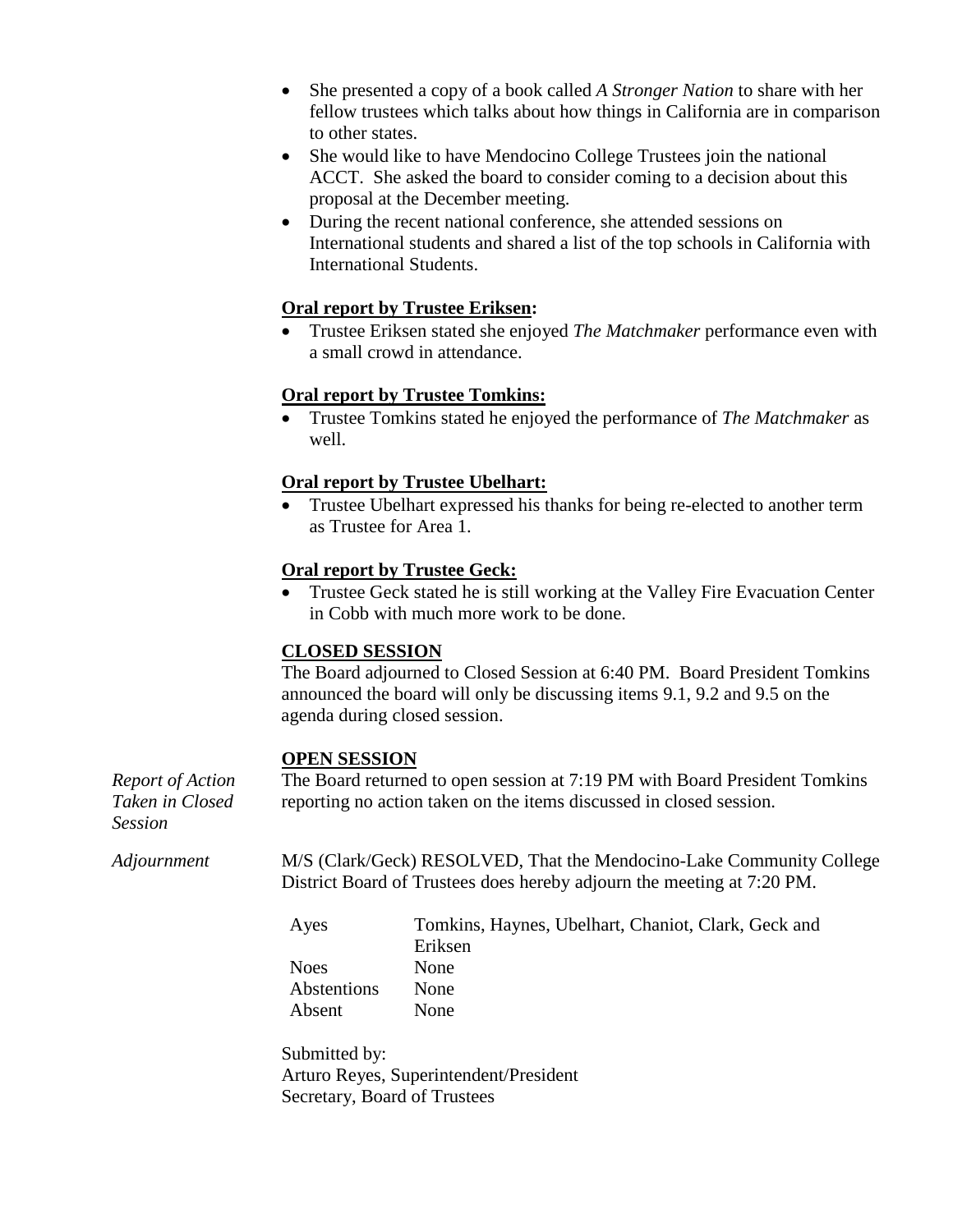- She presented a copy of a book called *A Stronger Nation* to share with her fellow trustees which talks about how things in California are in comparison to other states.
- She would like to have Mendocino College Trustees join the national ACCT. She asked the board to consider coming to a decision about this proposal at the December meeting.
- During the recent national conference, she attended sessions on International students and shared a list of the top schools in California with International Students.

**<u>Oral report by Trustee Eriksen</u>:**

- Trustee Eriksen stated she enjoyed *The Matchmaker* performance even with a small crowd in attendance.

**<u>Oral report by Trustee Tomkins:</u>**

- Trustee Tomkins stated he enjoyed the performance of *The Matchmaker* as well.

**<u>Oral report by Trustee Ubelhart:</u>**

- Trustee Ubelhart expressed his thanks for being re-elected to another term as Trustee for Area 1.

**<u>Oral report by Trustee Geck:</u>**

- Trustee Geck stated he is still working at the Valley Fire Evacuation Center in Cobb with much more work to be done.

**<u>CLOSED SESSION</u>**

The Board adjourned to Closed Session at 6:40 PM. Board President Tomkins announced the board will only be discussing items 9.1, 9.2 and 9.5 on the agenda during closed session.

**<u>OPEN SESSION</u>**

*Report of Action Taken in Closed Session*

The Board returned to open session at 7:19 PM with Board President Tomkins reporting no action taken on the items discussed in closed session.

*Adjournment*

M/S (Clark/Geck) RESOLVED, That the Mendocino-Lake Community College District Board of Trustees does hereby adjourn the meeting at 7:20 PM.

| | |
|---|---|
| Ayes | Tomkins, Haynes, Ubelhart, Chaniot, Clark, Geck and Eriksen |
| Noes | None |
| Abstentions | None |
| Absent | None |

Submitted by:
Arturo Reyes, Superintendent/President
Secretary, Board of Trustees